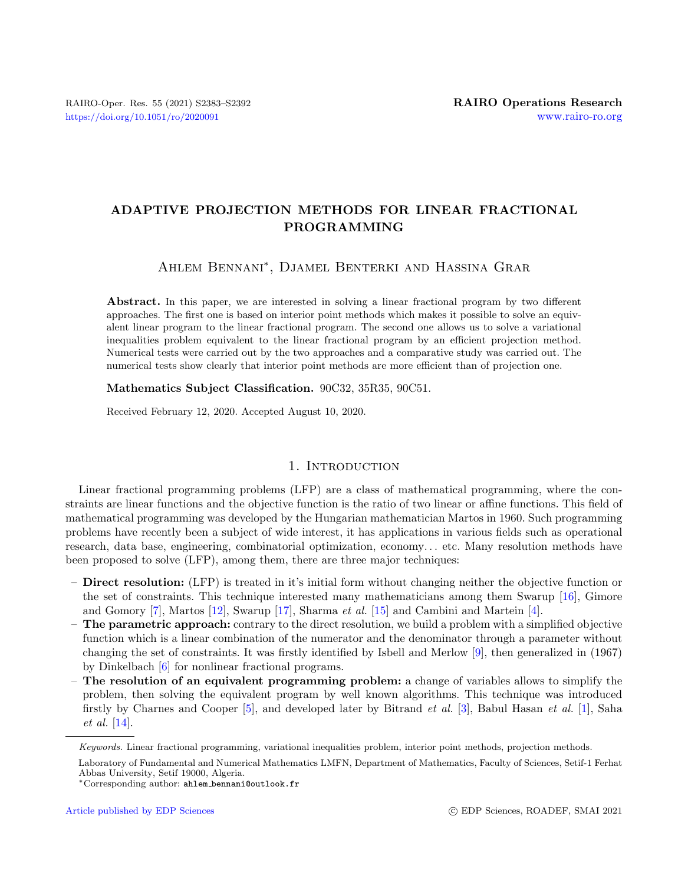# ADAPTIVE PROJECTION METHODS FOR LINEAR FRACTIONAL PROGRAMMING

Ahlem Bennani*, Djamel Benterki and Hassina Grar

**Abstract.** In this paper, we are interested in solving a linear fractional program by two different approaches. The first one is based on interior point methods which makes it possible to solve an equivalent linear program to the linear fractional program. The second one allows us to solve a variational inequalities problem equivalent to the linear fractional program by an efficient projection method. Numerical tests were carried out by the two approaches and a comparative study was carried out. The numerical tests show clearly that interior point methods are more efficient than of projection one.

**Mathematics Subject Classification.** 90C32, 35R35, 90C51.

Received February 12, 2020. Accepted August 10, 2020.

## 1. Introduction

Linear fractional programming problems (LFP) are a class of mathematical programming, where the constraints are linear functions and the objective function is the ratio of two linear or affine functions. This field of mathematical programming was developed by the Hungarian mathematician Martos in 1960. Such programming problems have recently been a subject of wide interest, it has applications in various fields such as operational research, data base, engineering, combinatorial optimization, economy... etc. Many resolution methods have been proposed to solve (LFP), among them, there are three major techniques:

- **Direct resolution:** (LFP) is treated in it's initial form without changing neither the objective function or the set of constraints. This technique interested many mathematicians among them Swarup [16], Gimore and Gomory [7], Martos [12], Swarup [17], Sharma *et al.* [15] and Cambini and Martein [4].
- **The parametric approach:** contrary to the direct resolution, we build a problem with a simplified objective function which is a linear combination of the numerator and the denominator through a parameter without changing the set of constraints. It was firstly identified by Isbell and Merlow [9], then generalized in (1967) by Dinkelbach [6] for nonlinear fractional programs.
- **The resolution of an equivalent programming problem:** a change of variables allows to simplify the problem, then solving the equivalent program by well known algorithms. This technique was introduced firstly by Charnes and Cooper [5], and developed later by Bitrand *et al.* [3], Babul Hasan *et al.* [1], Saha *et al.* [14].

---

*Keywords.* Linear fractional programming, variational inequalities problem, interior point methods, projection methods.

Laboratory of Fundamental and Numerical Mathematics LMFN, Department of Mathematics, Faculty of Sciences, Setif-1 Ferhat Abbas University, Setif 19000, Algeria.

*Corresponding author: ahlem_bennani@outlook.fr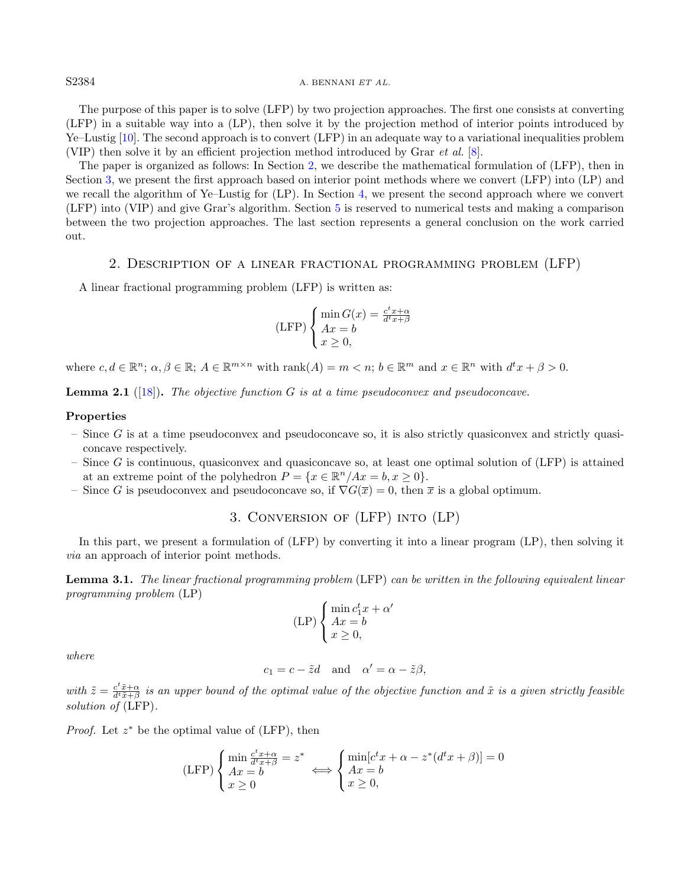The purpose of this paper is to solve (LFP) by two projection approaches. The first one consists at converting (LFP) in a suitable way into a (LP), then solve it by the projection method of interior points introduced by Ye–Lustig [10]. The second approach is to convert (LFP) in an adequate way to a variational inequalities problem (VIP) then solve it by an efficient projection method introduced by Grar *et al.* [8].

The paper is organized as follows: In Section 2, we describe the mathematical formulation of (LFP), then in Section 3, we present the first approach based on interior point methods where we convert (LFP) into (LP) and we recall the algorithm of Ye–Lustig for (LP). In Section 4, we present the second approach where we convert (LFP) into (VIP) and give Grar's algorithm. Section 5 is reserved to numerical tests and making a comparison between the two projection approaches. The last section represents a general conclusion on the work carried out.

## 2. Description of a linear fractional programming problem (LFP)

A linear fractional programming problem (LFP) is written as:

$$
\text{(LFP)} \begin{cases} \min G(x) = \frac{c^t x + \alpha}{d^t x + \beta} \\ Ax = b \\ x \geq 0, \end{cases}
$$

where $c, d \in \mathbb{R}^n$; $\alpha, \beta \in \mathbb{R}$; $A \in \mathbb{R}^{m \times n}$ with $\text{rank}(A) = m < n$; $b \in \mathbb{R}^m$ and $x \in \mathbb{R}^n$ with $d^t x + \beta > 0$.

**Lemma 2.1** ([18])**.** *The objective function $G$ is at a time pseudoconvex and pseudoconcave.*

**Properties**

- Since $G$ is at a time pseudoconvex and pseudoconcave so, it is also strictly quasiconvex and strictly quasiconcave respectively.
- Since $G$ is continuous, quasiconvex and quasiconcave so, at least one optimal solution of (LFP) is attained at an extreme point of the polyhedron $P = \{x \in \mathbb{R}^n / Ax = b, x \geq 0\}$.
- Since $G$ is pseudoconvex and pseudoconcave so, if $\nabla G(\overline{x}) = 0$, then $\overline{x}$ is a global optimum.

## 3. Conversion of (LFP) into (LP)

In this part, we present a formulation of (LFP) by converting it into a linear program (LP), then solving it *via* an approach of interior point methods.

**Lemma 3.1.** *The linear fractional programming problem* (LFP) *can be written in the following equivalent linear programming problem* (LP)

$$
\text{(LP)} \begin{cases} \min c_1^t x + \alpha' \\ Ax = b \\ x \geq 0, \end{cases}
$$

*where*

$$
c_1 = c - \tilde{z} d \quad \text{and} \quad \alpha' = \alpha - \tilde{z}\beta,
$$

*with $\tilde{z} = \frac{c^t \tilde{x} + \alpha}{d^t \tilde{x} + \beta}$ is an upper bound of the optimal value of the objective function and $\tilde{x}$ is a given strictly feasible solution of* (LFP).

*Proof.* Let $z^*$ be the optimal value of (LFP), then

$$
\text{(LFP)} \begin{cases} \min \frac{c^t x + \alpha}{d^t x + \beta} = z^* \\ Ax = b \\ x \geq 0 \end{cases} \iff \begin{cases} \min [c^t x + \alpha - z^*(d^t x + \beta)] = 0 \\ Ax = b \\ x \geq 0, \end{cases}
$$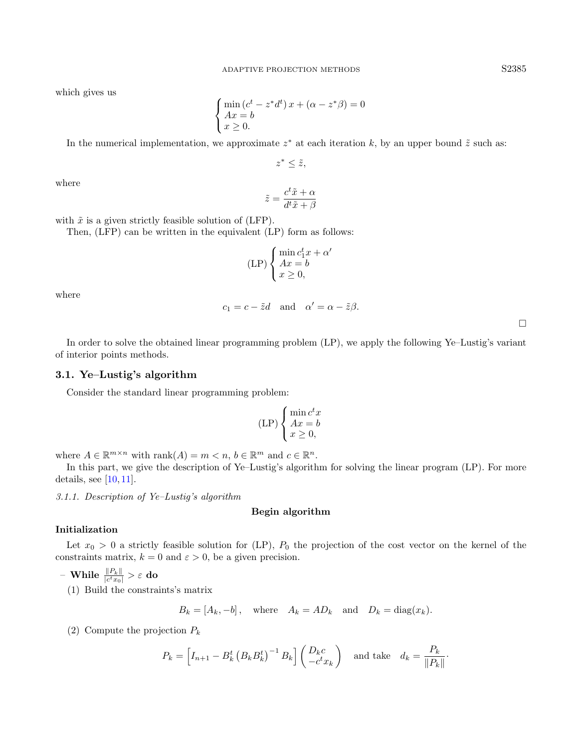which gives us

$$\begin{cases} \min\,(c^t - z^* d^t)\, x + (\alpha - z^* \beta) = 0 \\ Ax = b \\ x \geq 0. \end{cases}$$

In the numerical implementation, we approximate $z^*$ at each iteration $k$, by an upper bound $\tilde{z}$ such as:

$$z^* \leq \tilde{z},$$

where

$$\tilde{z} = \frac{c^t \tilde{x} + \alpha}{d^t \tilde{x} + \beta}$$

with $\tilde{x}$ is a given strictly feasible solution of (LFP).

Then, (LFP) can be written in the equivalent (LP) form as follows:

$$\text{(LP)} \begin{cases} \min c_1^t x + \alpha' \\ Ax = b \\ x \geq 0, \end{cases}$$

where

$$c_1 = c - \tilde{z} d \quad \text{and} \quad \alpha' = \alpha - \tilde{z}\beta.$$

□

In order to solve the obtained linear programming problem (LP), we apply the following Ye–Lustig's variant of interior points methods.

### 3.1. Ye–Lustig's algorithm

Consider the standard linear programming problem:

$$\text{(LP)} \begin{cases} \min c^t x \\ Ax = b \\ x \geq 0, \end{cases}$$

where $A \in \mathbb{R}^{m\times n}$ with $\text{rank}(A) = m < n$, $b \in \mathbb{R}^m$ and $c \in \mathbb{R}^n$.

In this part, we give the description of Ye–Lustig's algorithm for solving the linear program (LP). For more details, see [10, 11].

*3.1.1. Description of Ye–Lustig's algorithm*

**Begin algorithm**

**Initialization**

Let $x_0 > 0$ a strictly feasible solution for (LP), $P_0$ the projection of the cost vector on the kernel of the constraints matrix, $k = 0$ and $\varepsilon > 0$, be a given precision.

– **While** $\frac{\|P_k\|}{|c^t x_0|} > \varepsilon$ **do**

(1) Build the constraints's matrix

$$B_k = [A_k, -b], \quad \text{where} \quad A_k = AD_k \quad \text{and} \quad D_k = \text{diag}(x_k).$$

(2) Compute the projection $P_k$

$$P_k = \left[I_{n+1} - B_k^t \left(B_k B_k^t\right)^{-1} B_k\right] \begin{pmatrix} D_k c \\ -c^t x_k \end{pmatrix} \quad \text{and take} \quad d_k = \frac{P_k}{\|P_k\|}.$$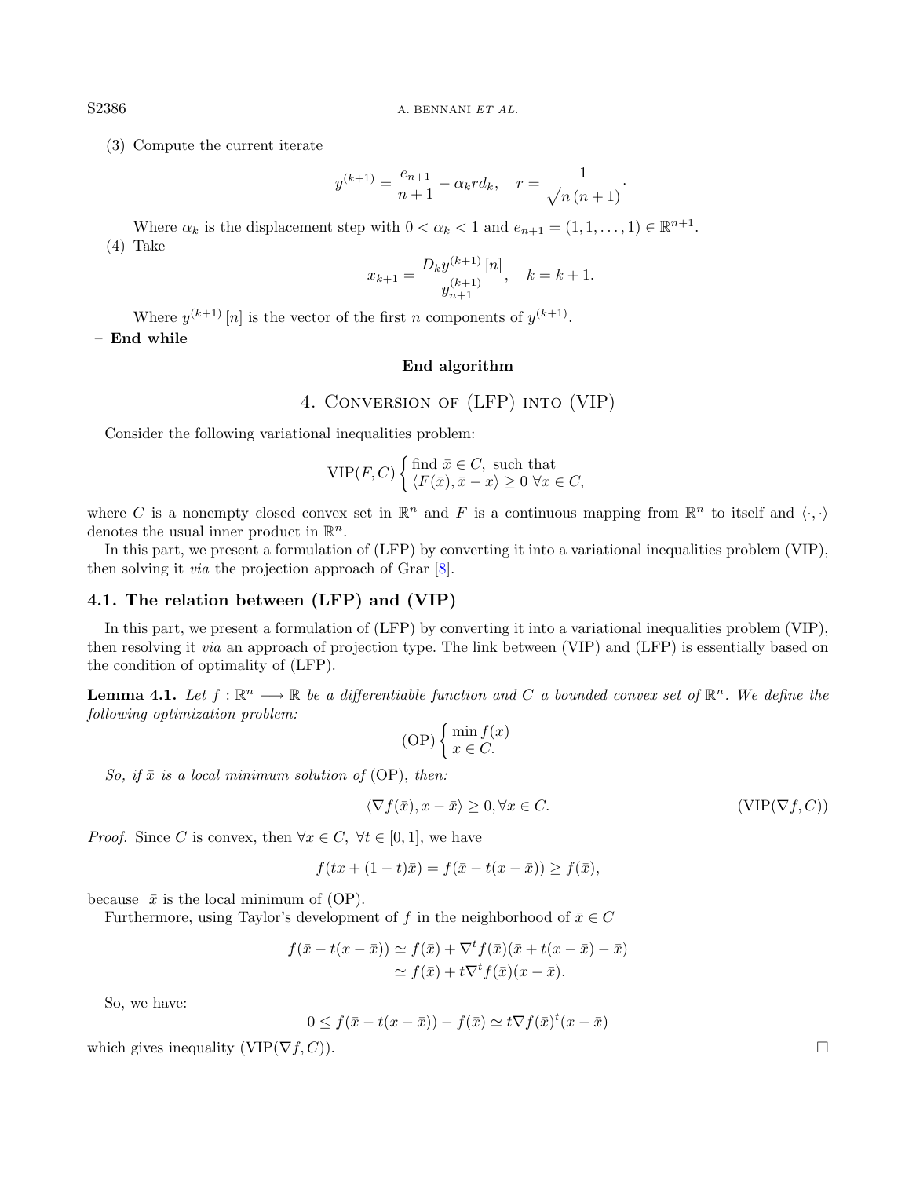(3) Compute the current iterate

$$y^{(k+1)} = \frac{e_{n+1}}{n+1} - \alpha_k r d_k, \quad r = \frac{1}{\sqrt{n(n+1)}}.$$

Where $\alpha_k$ is the displacement step with $0 < \alpha_k < 1$ and $e_{n+1} = (1, 1, \ldots, 1) \in \mathbb{R}^{n+1}$.

(4) Take

$$x_{k+1} = \frac{D_k y^{(k+1)}[n]}{y_{n+1}^{(k+1)}}, \quad k = k+1.$$

Where $y^{(k+1)}[n]$ is the vector of the first $n$ components of $y^{(k+1)}$.

– **End while**

**End algorithm**

## 4. Conversion of (LFP) into (VIP)

Consider the following variational inequalities problem:

$$\mathrm{VIP}(F, C) \begin{cases} \text{find } \bar{x} \in C, \text{ such that} \\ \langle F(\bar{x}), \bar{x} - x \rangle \geq 0 \ \forall x \in C, \end{cases}$$

where $C$ is a nonempty closed convex set in $\mathbb{R}^n$ and $F$ is a continuous mapping from $\mathbb{R}^n$ to itself and $\langle \cdot, \cdot \rangle$ denotes the usual inner product in $\mathbb{R}^n$.

In this part, we present a formulation of (LFP) by converting it into a variational inequalities problem (VIP), then solving it *via* the projection approach of Grar [8].

### 4.1. The relation between (LFP) and (VIP)

In this part, we present a formulation of (LFP) by converting it into a variational inequalities problem (VIP), then resolving it *via* an approach of projection type. The link between (VIP) and (LFP) is essentially based on the condition of optimality of (LFP).

**Lemma 4.1.** *Let $f : \mathbb{R}^n \longrightarrow \mathbb{R}$ be a differentiable function and $C$ a bounded convex set of $\mathbb{R}^n$. We define the following optimization problem:*

$$\mathrm{(OP)} \begin{cases} \min f(x) \\ x \in C. \end{cases}$$

*So, if $\bar{x}$ is a local minimum solution of* (OP), *then:*

$$\langle \nabla f(\bar{x}), x - \bar{x} \rangle \geq 0, \forall x \in C. \qquad (\mathrm{VIP}(\nabla f, C))$$

*Proof.* Since $C$ is convex, then $\forall x \in C$, $\forall t \in [0, 1]$, we have

$$f(tx + (1-t)\bar{x}) = f(\bar{x} - t(x - \bar{x})) \geq f(\bar{x}),$$

because $\bar{x}$ is the local minimum of (OP).

Furthermore, using Taylor's development of $f$ in the neighborhood of $\bar{x} \in C$

$$\begin{aligned} f(\bar{x} - t(x - \bar{x})) &\simeq f(\bar{x}) + \nabla^t f(\bar{x})(\bar{x} + t(x - \bar{x}) - \bar{x}) \\ &\simeq f(\bar{x}) + t\nabla^t f(\bar{x})(x - \bar{x}). \end{aligned}$$

So, we have:

$$0 \leq f(\bar{x} - t(x - \bar{x})) - f(\bar{x}) \simeq t\nabla f(\bar{x})^t (x - \bar{x})$$

which gives inequality $(\mathrm{VIP}(\nabla f, C))$. □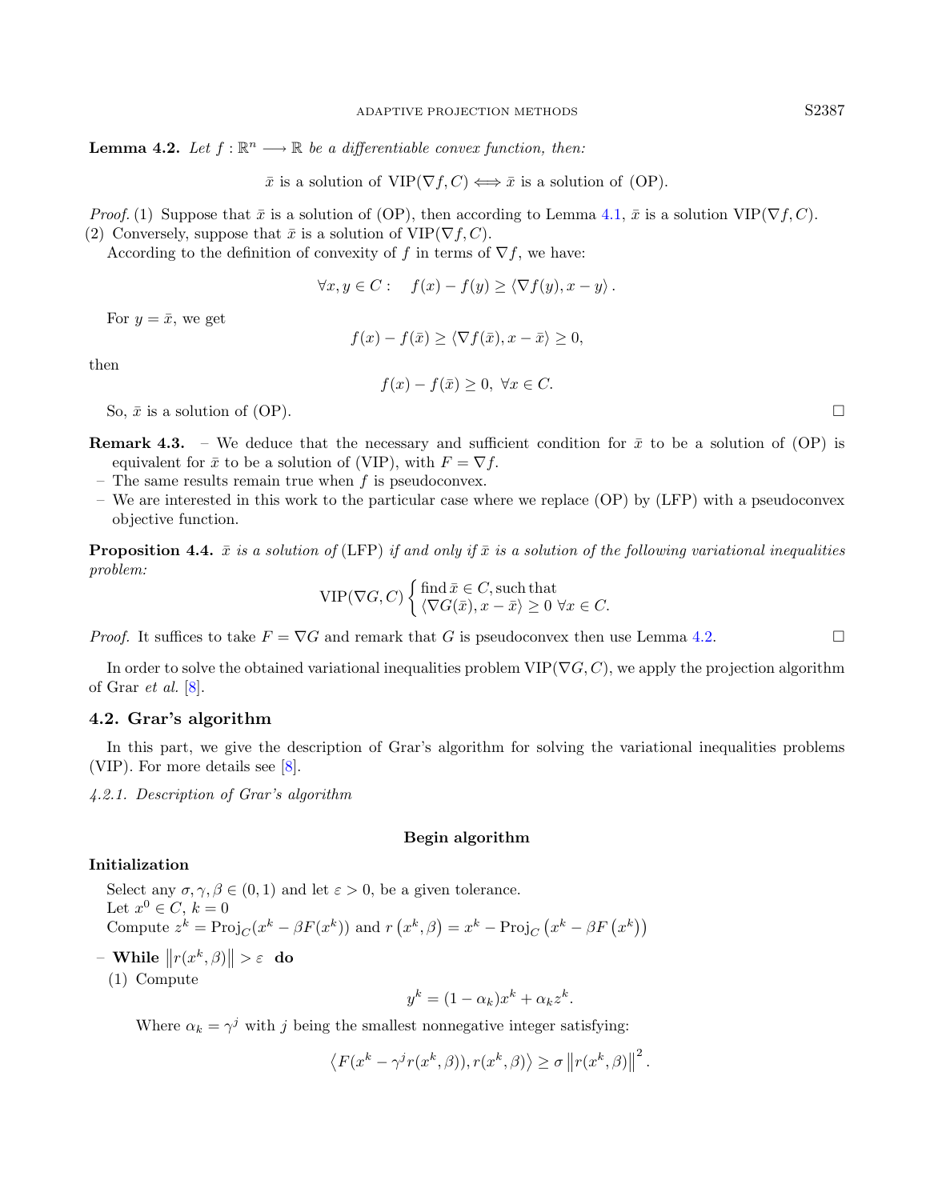**Lemma 4.2.** *Let $f : \mathbb{R}^n \longrightarrow \mathbb{R}$ be a differentiable convex function, then:*

$$\bar{x} \text{ is a solution of } \mathrm{VIP}(\nabla f, C) \Longleftrightarrow \bar{x} \text{ is a solution of (OP).}$$

*Proof.* (1) Suppose that $\bar{x}$ is a solution of (OP), then according to Lemma 4.1, $\bar{x}$ is a solution $\mathrm{VIP}(\nabla f, C)$.

(2) Conversely, suppose that $\bar{x}$ is a solution of $\mathrm{VIP}(\nabla f, C)$.

According to the definition of convexity of $f$ in terms of $\nabla f$, we have:

$$\forall x, y \in C : \quad f(x) - f(y) \geq \langle \nabla f(y), x - y \rangle .$$

For $y = \bar{x}$, we get

$$f(x) - f(\bar{x}) \geq \langle \nabla f(\bar{x}), x - \bar{x} \rangle \geq 0,$$

then

$$f(x) - f(\bar{x}) \geq 0, \ \forall x \in C.$$

So, $\bar{x}$ is a solution of (OP). $\square$

**Remark 4.3.**
- We deduce that the necessary and sufficient condition for $\bar{x}$ to be a solution of (OP) is equivalent for $\bar{x}$ to be a solution of (VIP), with $F = \nabla f$.
- The same results remain true when $f$ is pseudoconvex.
- We are interested in this work to the particular case where we replace (OP) by (LFP) with a pseudoconvex objective function.

**Proposition 4.4.** *$\bar{x}$ is a solution of* (LFP) *if and only if $\bar{x}$ is a solution of the following variational inequalities problem:*

$$\mathrm{VIP}(\nabla G, C) \begin{cases} \text{find } \bar{x} \in C, \text{such that} \\ \langle \nabla G(\bar{x}), x - \bar{x} \rangle \geq 0 \ \forall x \in C. \end{cases}$$

*Proof.* It suffices to take $F = \nabla G$ and remark that $G$ is pseudoconvex then use Lemma 4.2. $\square$

In order to solve the obtained variational inequalities problem $\mathrm{VIP}(\nabla G, C)$, we apply the projection algorithm of Grar *et al.* [8].

## 4.2. Grar's algorithm

In this part, we give the description of Grar's algorithm for solving the variational inequalities problems (VIP). For more details see [8].

*4.2.1. Description of Grar's algorithm*

**Begin algorithm**

**Initialization**

Select any $\sigma, \gamma, \beta \in (0, 1)$ and let $\varepsilon > 0$, be a given tolerance.
Let $x^0 \in C$, $k = 0$
Compute $z^k = \mathrm{Proj}_C(x^k - \beta F(x^k))$ and $r\left(x^k, \beta\right) = x^k - \mathrm{Proj}_C\left(x^k - \beta F\left(x^k\right)\right)$

– **While** $\left\| r(x^k, \beta) \right\| > \varepsilon$ **do**

(1) Compute

$$y^k = (1 - \alpha_k) x^k + \alpha_k z^k.$$

Where $\alpha_k = \gamma^j$ with $j$ being the smallest nonnegative integer satisfying:

$$\left\langle F(x^k - \gamma^j r(x^k, \beta)), r(x^k, \beta) \right\rangle \geq \sigma \left\| r(x^k, \beta) \right\|^2 .$$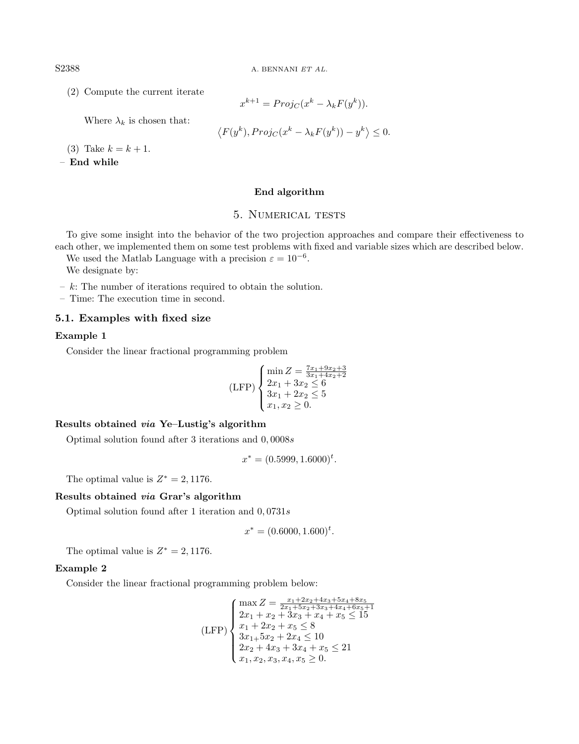(2) Compute the current iterate

$$x^{k+1} = Proj_C(x^k - \lambda_k F(y^k)).$$

Where $\lambda_k$ is chosen that:

$$\langle F(y^k), Proj_C(x^k - \lambda_k F(y^k)) - y^k \rangle \leq 0.$$

(3) Take $k = k + 1$.

– **End while**

**End algorithm**

## 5. Numerical tests

To give some insight into the behavior of the two projection approaches and compare their effectiveness to each other, we implemented them on some test problems with fixed and variable sizes which are described below.

We used the Matlab Language with a precision $\varepsilon = 10^{-6}$.

We designate by:

– $k$: The number of iterations required to obtain the solution.
– Time: The execution time in second.

### 5.1. Examples with fixed size

**Example 1**

Consider the linear fractional programming problem

$$\text{(LFP)} \begin{cases} \min Z = \frac{7x_1+9x_2+3}{3x_1+4x_2+2} \\ 2x_1 + 3x_2 \leq 6 \\ 3x_1 + 2x_2 \leq 5 \\ x_1, x_2 \geq 0. \end{cases}$$

**Results obtained *via* Ye–Lustig's algorithm**

Optimal solution found after 3 iterations and $0,0008s$

$$x^* = (0.5999, 1.6000)^t.$$

The optimal value is $Z^* = 2,1176$.

**Results obtained *via* Grar's algorithm**

Optimal solution found after 1 iteration and $0,0731s$

$$x^* = (0.6000, 1.600)^t.$$

The optimal value is $Z^* = 2,1176$.

**Example 2**

Consider the linear fractional programming problem below:

$$\text{(LFP)} \begin{cases} \max Z = \frac{x_1+2x_2+4x_3+5x_4+8x_5}{2x_1+5x_2+3x_3+4x_4+6x_5+1} \\ 2x_1 + x_2 + 3x_3 + x_4 + x_5 \leq 15 \\ x_1 + 2x_2 + x_5 \leq 8 \\ 3x_{1+}5x_2 + 2x_4 \leq 10 \\ 2x_2 + 4x_3 + 3x_4 + x_5 \leq 21 \\ x_1, x_2, x_3, x_4, x_5 \geq 0. \end{cases}$$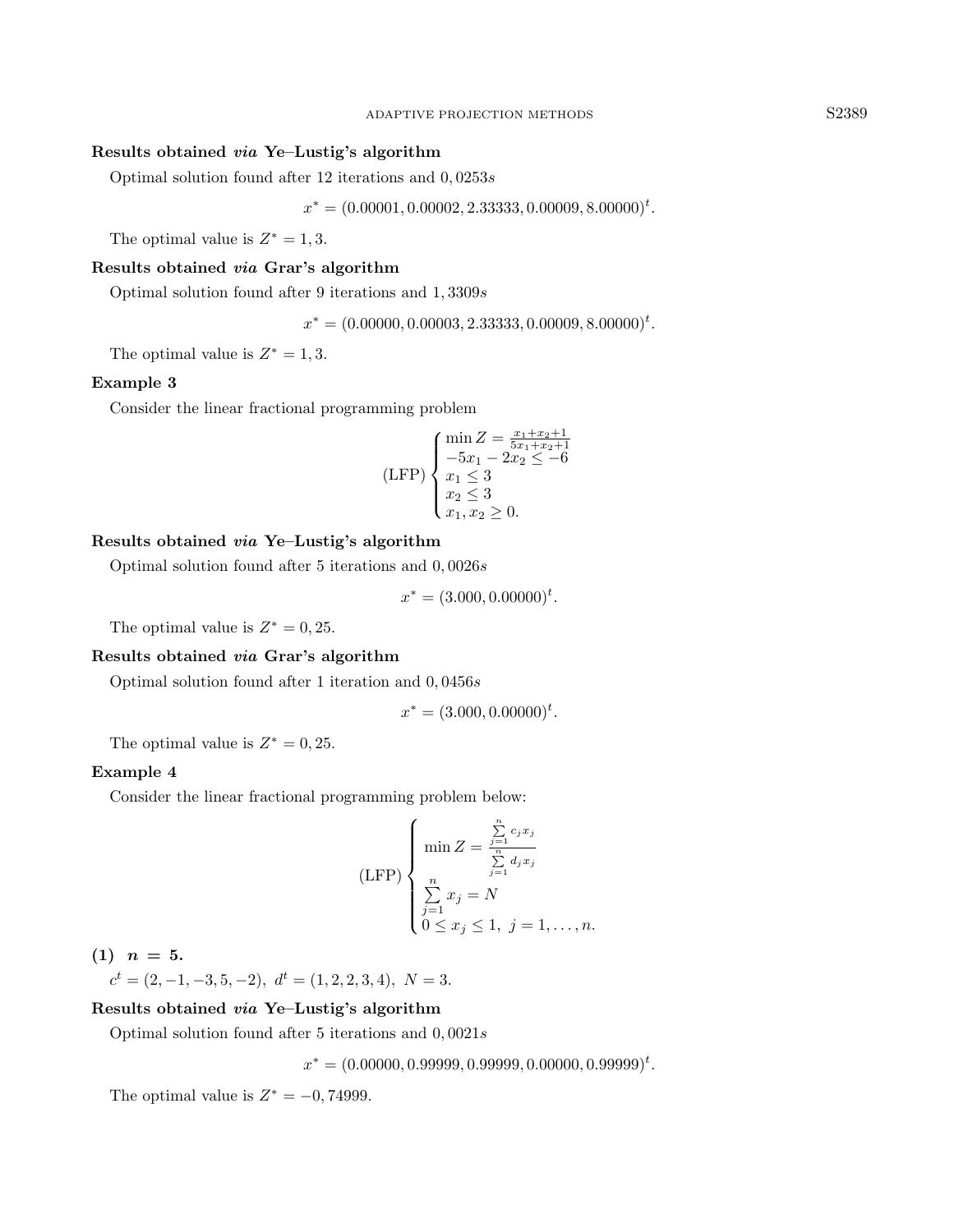**Results obtained *via* Ye–Lustig's algorithm**

Optimal solution found after 12 iterations and $0,0253s$

$$x^* = (0.00001, 0.00002, 2.33333, 0.00009, 8.00000)^t.$$

The optimal value is $Z^* = 1,3$.

**Results obtained *via* Grar's algorithm**

Optimal solution found after 9 iterations and $1,3309s$

$$x^* = (0.00000, 0.00003, 2.33333, 0.00009, 8.00000)^t.$$

The optimal value is $Z^* = 1,3$.

**Example 3**

Consider the linear fractional programming problem

$$\text{(LFP)} \begin{cases} \min Z = \frac{x_1+x_2+1}{5x_1+x_2+1} \\ -5x_1 - 2x_2 \leq -6 \\ x_1 \leq 3 \\ x_2 \leq 3 \\ x_1, x_2 \geq 0. \end{cases}$$

**Results obtained *via* Ye–Lustig's algorithm**

Optimal solution found after 5 iterations and $0,0026s$

$$x^* = (3.000, 0.00000)^t.$$

The optimal value is $Z^* = 0,25$.

**Results obtained *via* Grar's algorithm**

Optimal solution found after 1 iteration and $0,0456s$

$$x^* = (3.000, 0.00000)^t.$$

The optimal value is $Z^* = 0,25$.

**Example 4**

Consider the linear fractional programming problem below:

$$\text{(LFP)} \begin{cases} \min Z = \frac{\sum_{j=1}^{n} c_j x_j}{\sum_{j=1}^{n} d_j x_j} \\ \sum_{j=1}^{n} x_j = N \\ 0 \leq x_j \leq 1, \ j = 1, \dots, n. \end{cases}$$

**(1) $n = 5$.**

$c^t = (2, -1, -3, 5, -2)$, $d^t = (1, 2, 2, 3, 4)$, $N = 3$.

**Results obtained *via* Ye–Lustig's algorithm**

Optimal solution found after 5 iterations and $0,0021s$

$$x^* = (0.00000, 0.99999, 0.99999, 0.00000, 0.99999)^t.$$

The optimal value is $Z^* = -0,74999$.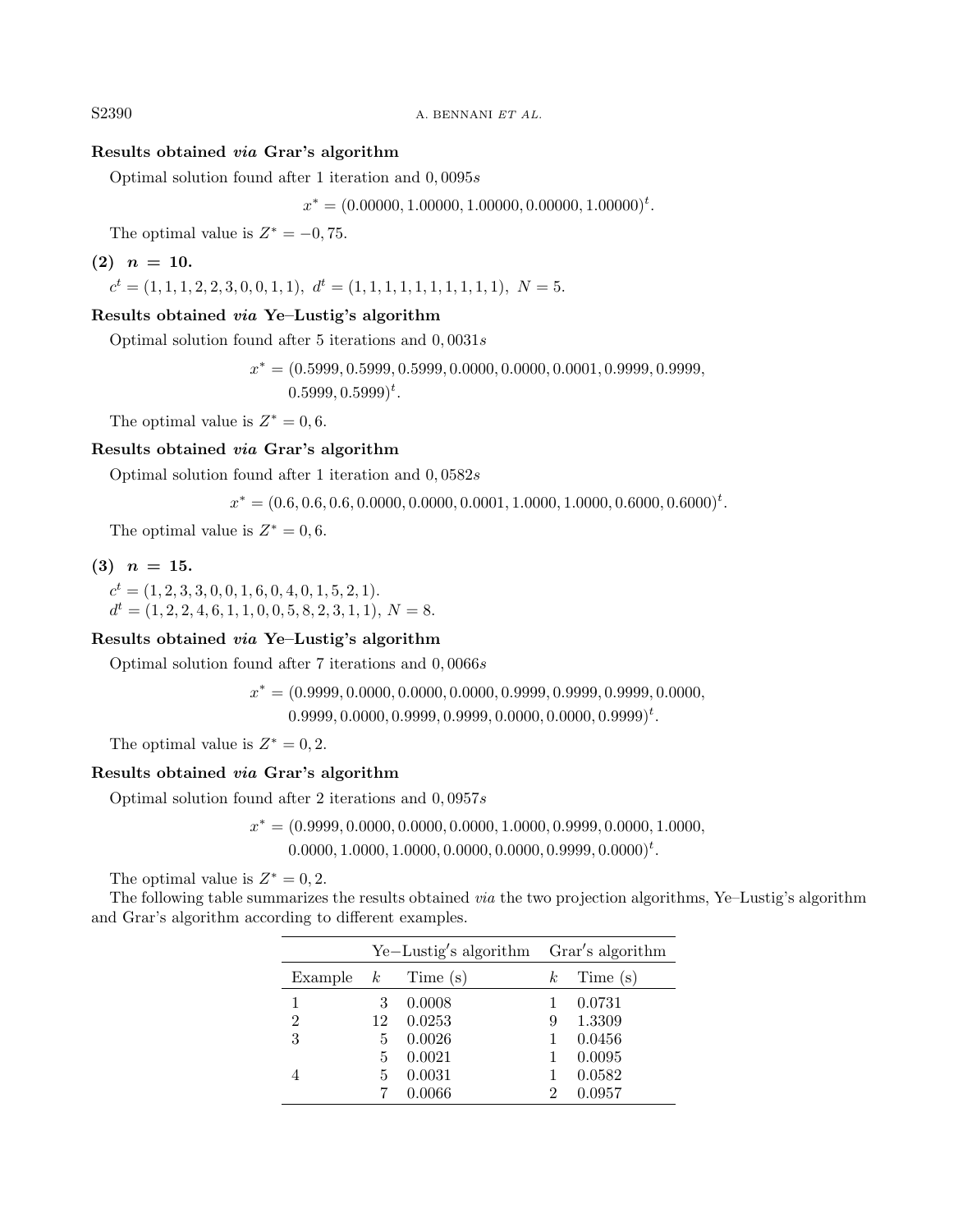**Results obtained *via* Grar's algorithm**

Optimal solution found after 1 iteration and $0,0095s$

$$x^* = (0.00000, 1.00000, 1.00000, 0.00000, 1.00000)^t.$$

The optimal value is $Z^* = -0,75$.

**(2) $n = 10$.**

$c^t = (1, 1, 1, 2, 2, 3, 0, 0, 1, 1),\ d^t = (1, 1, 1, 1, 1, 1, 1, 1, 1, 1),\ N = 5.$

**Results obtained *via* Ye–Lustig's algorithm**

Optimal solution found after 5 iterations and $0,0031s$

$$x^* = (0.5999, 0.5999, 0.5999, 0.0000, 0.0000, 0.0001, 0.9999, 0.9999, 0.5999, 0.5999)^t.$$

The optimal value is $Z^* = 0,6$.

**Results obtained *via* Grar's algorithm**

Optimal solution found after 1 iteration and $0,0582s$

$$x^* = (0.6, 0.6, 0.6, 0.0000, 0.0000, 0.0001, 1.0000, 1.0000, 0.6000, 0.6000)^t.$$

The optimal value is $Z^* = 0,6$.

**(3) $n = 15$.**

$c^t = (1, 2, 3, 3, 0, 0, 1, 6, 0, 4, 0, 1, 5, 2, 1).$
$d^t = (1, 2, 2, 4, 6, 1, 1, 0, 0, 5, 8, 2, 3, 1, 1),\ N = 8.$

**Results obtained *via* Ye–Lustig's algorithm**

Optimal solution found after 7 iterations and $0,0066s$

$$x^* = (0.9999, 0.0000, 0.0000, 0.0000, 0.9999, 0.9999, 0.9999, 0.0000, 0.9999, 0.0000, 0.9999, 0.9999, 0.0000, 0.0000, 0.9999)^t.$$

The optimal value is $Z^* = 0,2$.

**Results obtained *via* Grar's algorithm**

Optimal solution found after 2 iterations and $0,0957s$

$$x^* = (0.9999, 0.0000, 0.0000, 0.0000, 1.0000, 0.9999, 0.0000, 1.0000, 0.0000, 1.0000, 1.0000, 0.0000, 0.0000, 0.9999, 0.0000)^t.$$

The optimal value is $Z^* = 0,2$.

The following table summarizes the results obtained *via* the two projection algorithms, Ye–Lustig's algorithm and Grar's algorithm according to different examples.

| | Ye–Lustig's algorithm | | Grar's algorithm | |
|---|---|---|---|---|
| Example | $k$ | Time (s) | $k$ | Time (s) |
| 1 | 3 | 0.0008 | 1 | 0.0731 |
| 2 | 12 | 0.0253 | 9 | 1.3309 |
| 3 | 5 | 0.0026 | 1 | 0.0456 |
| | 5 | 0.0021 | 1 | 0.0095 |
| 4 | 5 | 0.0031 | 1 | 0.0582 |
| | 7 | 0.0066 | 2 | 0.0957 |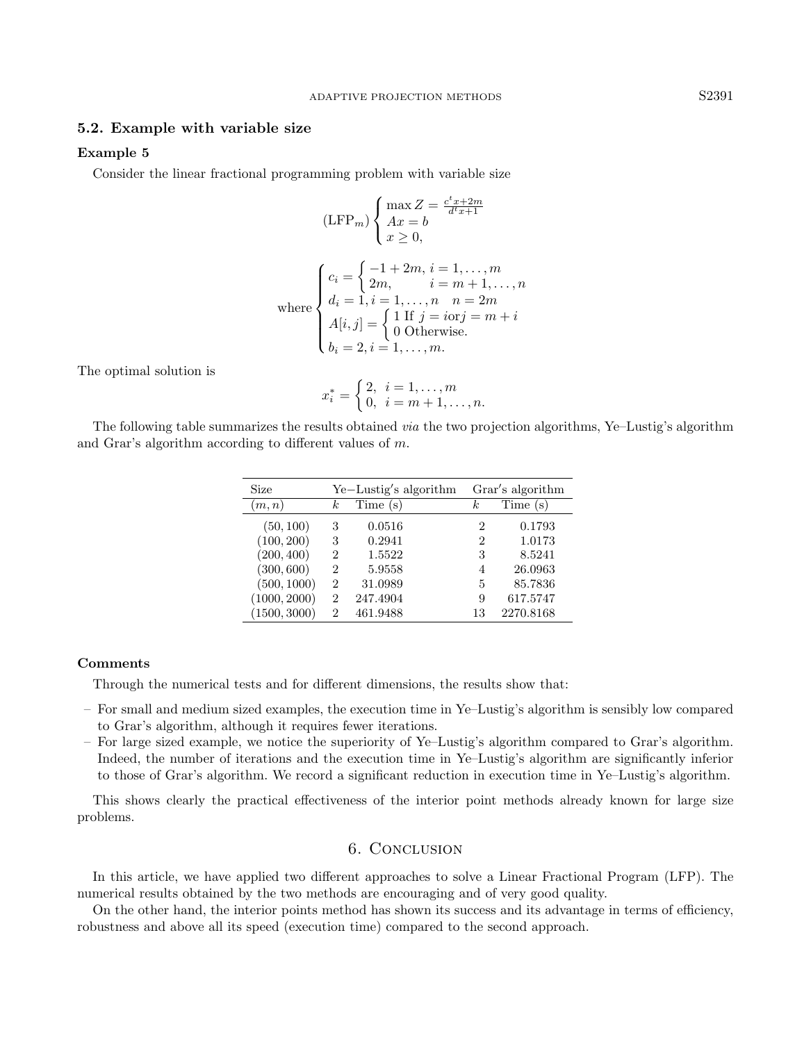### 5.2. Example with variable size

**Example 5**

Consider the linear fractional programming problem with variable size

$$
(\text{LFP}_m) \begin{cases} \max Z = \frac{c^t x + 2m}{d^t x + 1} \\ Ax = b \\ x \geq 0, \end{cases}
$$

$$
\text{where} \begin{cases} c_i = \begin{cases} -1 + 2m, & i = 1, \ldots, m \\ 2m, & i = m+1, \ldots, n \end{cases} \\ d_i = 1, i = 1, \ldots, n \quad n = 2m \\ A[i,j] = \begin{cases} 1 \text{ If } j = i \text{or} j = m+i \\ 0 \text{ Otherwise.} \end{cases} \\ b_i = 2, i = 1, \ldots, m. \end{cases}
$$

The optimal solution is

$$
x_i^* = \begin{cases} 2, & i = 1, \ldots, m \\ 0, & i = m+1, \ldots, n. \end{cases}
$$

The following table summarizes the results obtained *via* the two projection algorithms, Ye–Lustig's algorithm and Grar's algorithm according to different values of $m$.

| Size | Ye–Lustig's algorithm | | Grar's algorithm | |
|---|---|---|---|---|
| $(m, n)$ | $k$ | Time (s) | $k$ | Time (s) |
| (50, 100) | 3 | 0.0516 | 2 | 0.1793 |
| (100, 200) | 3 | 0.2941 | 2 | 1.0173 |
| (200, 400) | 2 | 1.5522 | 3 | 8.5241 |
| (300, 600) | 2 | 5.9558 | 4 | 26.0963 |
| (500, 1000) | 2 | 31.0989 | 5 | 85.7836 |
| (1000, 2000) | 2 | 247.4904 | 9 | 617.5747 |
| (1500, 3000) | 2 | 461.9488 | 13 | 2270.8168 |

**Comments**

Through the numerical tests and for different dimensions, the results show that:

- For small and medium sized examples, the execution time in Ye–Lustig's algorithm is sensibly low compared to Grar's algorithm, although it requires fewer iterations.
- For large sized example, we notice the superiority of Ye–Lustig's algorithm compared to Grar's algorithm. Indeed, the number of iterations and the execution time in Ye–Lustig's algorithm are significantly inferior to those of Grar's algorithm. We record a significant reduction in execution time in Ye–Lustig's algorithm.

This shows clearly the practical effectiveness of the interior point methods already known for large size problems.

## 6. Conclusion

In this article, we have applied two different approaches to solve a Linear Fractional Program (LFP). The numerical results obtained by the two methods are encouraging and of very good quality.

On the other hand, the interior points method has shown its success and its advantage in terms of efficiency, robustness and above all its speed (execution time) compared to the second approach.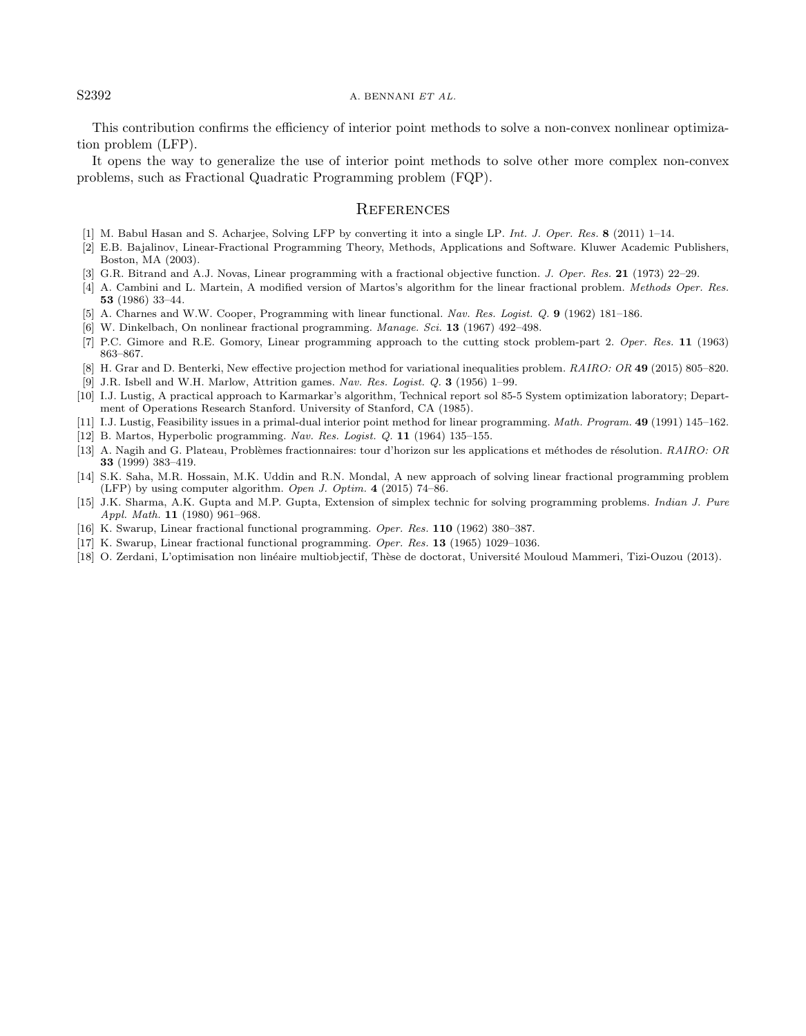This contribution confirms the efficiency of interior point methods to solve a non-convex nonlinear optimization problem (LFP).

It opens the way to generalize the use of interior point methods to solve other more complex non-convex problems, such as Fractional Quadratic Programming problem (FQP).

## References

[1] M. Babul Hasan and S. Acharjee, Solving LFP by converting it into a single LP. *Int. J. Oper. Res.* **8** (2011) 1–14.

[2] E.B. Bajalinov, Linear-Fractional Programming Theory, Methods, Applications and Software. Kluwer Academic Publishers, Boston, MA (2003).

[3] G.R. Bitrand and A.J. Novas, Linear programming with a fractional objective function. *J. Oper. Res.* **21** (1973) 22–29.

[4] A. Cambini and L. Martein, A modified version of Martos's algorithm for the linear fractional problem. *Methods Oper. Res.* **53** (1986) 33–44.

[5] A. Charnes and W.W. Cooper, Programming with linear functional. *Nav. Res. Logist. Q.* **9** (1962) 181–186.

[6] W. Dinkelbach, On nonlinear fractional programming. *Manage. Sci.* **13** (1967) 492–498.

[7] P.C. Gimore and R.E. Gomory, Linear programming approach to the cutting stock problem-part 2. *Oper. Res.* **11** (1963) 863–867.

[8] H. Grar and D. Benterki, New effective projection method for variational inequalities problem. *RAIRO: OR* **49** (2015) 805–820.

[9] J.R. Isbell and W.H. Marlow, Attrition games. *Nav. Res. Logist. Q.* **3** (1956) 1–99.

[10] I.J. Lustig, A practical approach to Karmarkar's algorithm, Technical report sol 85-5 System optimization laboratory; Department of Operations Research Stanford. University of Stanford, CA (1985).

[11] I.J. Lustig, Feasibility issues in a primal-dual interior point method for linear programming. *Math. Program.* **49** (1991) 145–162.

[12] B. Martos, Hyperbolic programming. *Nav. Res. Logist. Q.* **11** (1964) 135–155.

[13] A. Nagih and G. Plateau, Problèmes fractionnaires: tour d'horizon sur les applications et méthodes de résolution. *RAIRO: OR* **33** (1999) 383–419.

[14] S.K. Saha, M.R. Hossain, M.K. Uddin and R.N. Mondal, A new approach of solving linear fractional programming problem (LFP) by using computer algorithm. *Open J. Optim.* **4** (2015) 74–86.

[15] J.K. Sharma, A.K. Gupta and M.P. Gupta, Extension of simplex technic for solving programming problems. *Indian J. Pure Appl. Math.* **11** (1980) 961–968.

[16] K. Swarup, Linear fractional functional programming. *Oper. Res.* **110** (1962) 380–387.

[17] K. Swarup, Linear fractional functional programming. *Oper. Res.* **13** (1965) 1029–1036.

[18] O. Zerdani, L'optimisation non linéaire multiobjectif, Thèse de doctorat, Université Mouloud Mammeri, Tizi-Ouzou (2013).